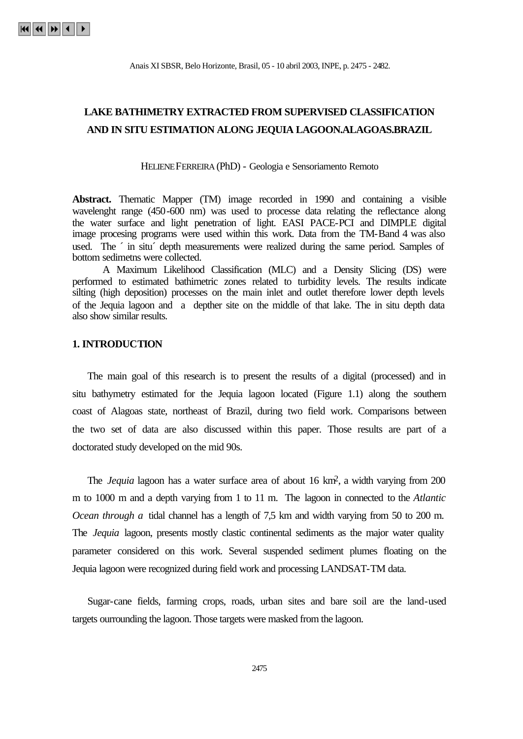# LAKE BATHIMETRY EXTRACTED FROM SUPERVISED CLASSIFICATION AND IN SITU ESTIMATION ALONG JEQUIA LAGOON.ALAGOAS.BRAZIL

HELIENE FERREIRA (PhD) - Geologia e Sensoriamento Remoto

**Abstract.** Thematic Mapper (TM) image recorded in 1990 and containing a visible wavelenght range (450-600 nm) was used to processe data relating the reflectance along the water surface and light penetration of light. EASI PACE-PCI and DIMPLE digital image procesing programs were used within this work. Data from the TM-Band 4 was also used. The ´ in situ´ depth measurements were realized during the same period. Samples of bottom sedimetns were collected.

A Maximum Likelihood Classification (MLC) and a Density Slicing (DS) were performed to estimated bathimetric zones related to turbidity levels. The results indicate silting (high deposition) processes on the main inlet and outlet therefore lower depth levels of the Jequia lagoon and a depther site on the middle of that lake. The in situ depth data also show similar results.

## 1. INTRODUCTION

The main goal of this research is to present the results of a digital (processed) and in situ bathymetry estimated for the Jequia lagoon located (Figure 1.1) along the southern coast of Alagoas state, northeast of Brazil, during two field work. Comparisons between the two set of data are also discussed within this paper. Those results are part of a doctorated study developed on the mid 90s.

The *Jequia* lagoon has a water surface area of about 16 km$^2$, a width varying from 200 m to 1000 m and a depth varying from 1 to 11 m. The lagoon in connected to the *Atlantic Ocean through a* tidal channel has a length of 7,5 km and width varying from 50 to 200 m. The *Jequia* lagoon, presents mostly clastic continental sediments as the major water quality parameter considered on this work. Several suspended sediment plumes floating on the Jequia lagoon were recognized during field work and processing LANDSAT-TM data.

Sugar-cane fields, farming crops, roads, urban sites and bare soil are the land-used targets ourrounding the lagoon. Those targets were masked from the lagoon.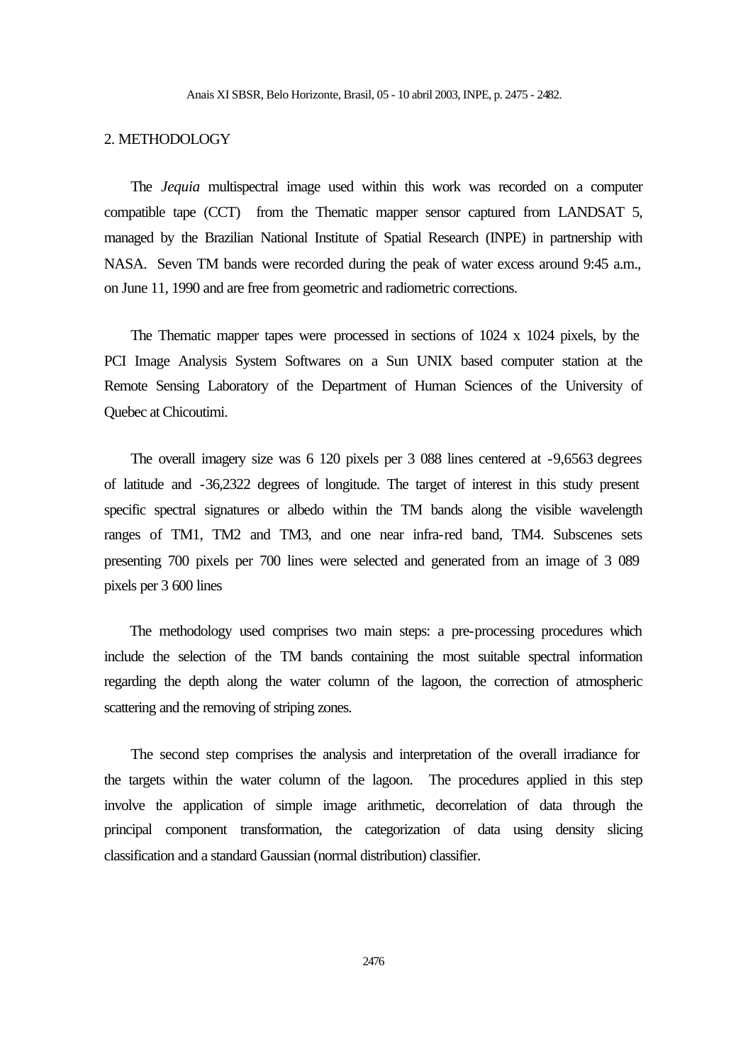## 2. METHODOLOGY

The *Jequia* multispectral image used within this work was recorded on a computer compatible tape (CCT) from the Thematic mapper sensor captured from LANDSAT 5, managed by the Brazilian National Institute of Spatial Research (INPE) in partnership with NASA. Seven TM bands were recorded during the peak of water excess around 9:45 a.m., on June 11, 1990 and are free from geometric and radiometric corrections.

The Thematic mapper tapes were processed in sections of 1024 x 1024 pixels, by the PCI Image Analysis System Softwares on a Sun UNIX based computer station at the Remote Sensing Laboratory of the Department of Human Sciences of the University of Quebec at Chicoutimi.

The overall imagery size was 6 120 pixels per 3 088 lines centered at -9,6563 degrees of latitude and -36,2322 degrees of longitude. The target of interest in this study present specific spectral signatures or albedo within the TM bands along the visible wavelength ranges of TM1, TM2 and TM3, and one near infra-red band, TM4. Subscenes sets presenting 700 pixels per 700 lines were selected and generated from an image of 3 089 pixels per 3 600 lines

The methodology used comprises two main steps: a pre-processing procedures which include the selection of the TM bands containing the most suitable spectral information regarding the depth along the water column of the lagoon, the correction of atmospheric scattering and the removing of striping zones.

The second step comprises the analysis and interpretation of the overall irradiance for the targets within the water column of the lagoon. The procedures applied in this step involve the application of simple image arithmetic, decorrelation of data through the principal component transformation, the categorization of data using density slicing classification and a standard Gaussian (normal distribution) classifier.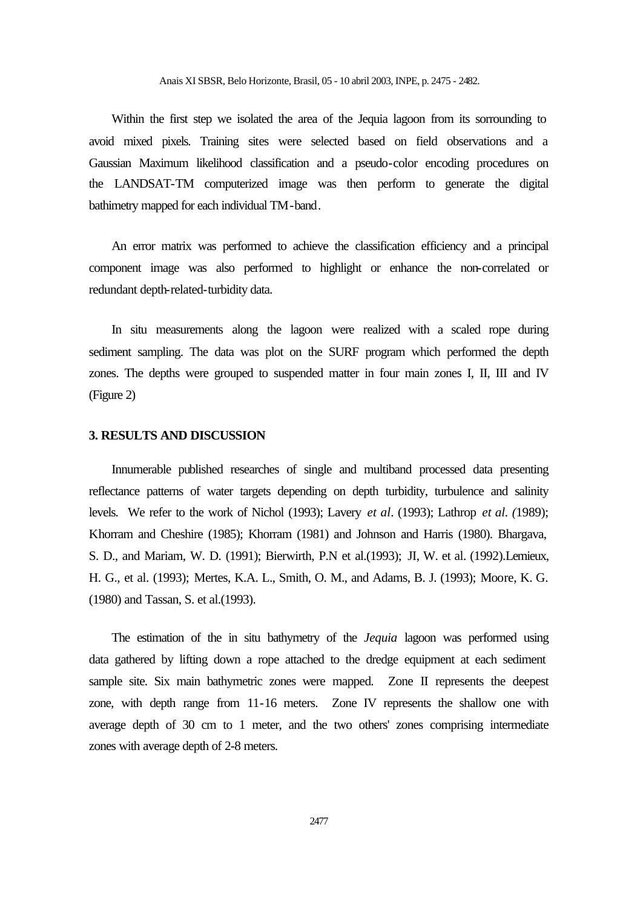Within the first step we isolated the area of the Jequia lagoon from its sorrounding to avoid mixed pixels. Training sites were selected based on field observations and a Gaussian Maximum likelihood classification and a pseudo-color encoding procedures on the LANDSAT-TM computerized image was then perform to generate the digital bathimetry mapped for each individual TM-band.

An error matrix was performed to achieve the classification efficiency and a principal component image was also performed to highlight or enhance the non-correlated or redundant depth-related-turbidity data.

In situ measurements along the lagoon were realized with a scaled rope during sediment sampling. The data was plot on the SURF program which performed the depth zones. The depths were grouped to suspended matter in four main zones I, II, III and IV (Figure 2)

## 3. RESULTS AND DISCUSSION

Innumerable published researches of single and multiband processed data presenting reflectance patterns of water targets depending on depth turbidity, turbulence and salinity levels. We refer to the work of Nichol (1993); Lavery *et al*. (1993); Lathrop *et al*. *(*1989); Khorram and Cheshire (1985); Khorram (1981) and Johnson and Harris (1980). Bhargava, S. D., and Mariam, W. D. (1991); Bierwirth, P.N et al.(1993); JI, W. et al. (1992).Lemieux, H. G., et al. (1993); Mertes, K.A. L., Smith, O. M., and Adams, B. J. (1993); Moore, K. G. (1980) and Tassan, S. et al.(1993).

The estimation of the in situ bathymetry of the *Jequia* lagoon was performed using data gathered by lifting down a rope attached to the dredge equipment at each sediment sample site. Six main bathymetric zones were mapped. Zone II represents the deepest zone, with depth range from 11-16 meters. Zone IV represents the shallow one with average depth of 30 cm to 1 meter, and the two others' zones comprising intermediate zones with average depth of 2-8 meters.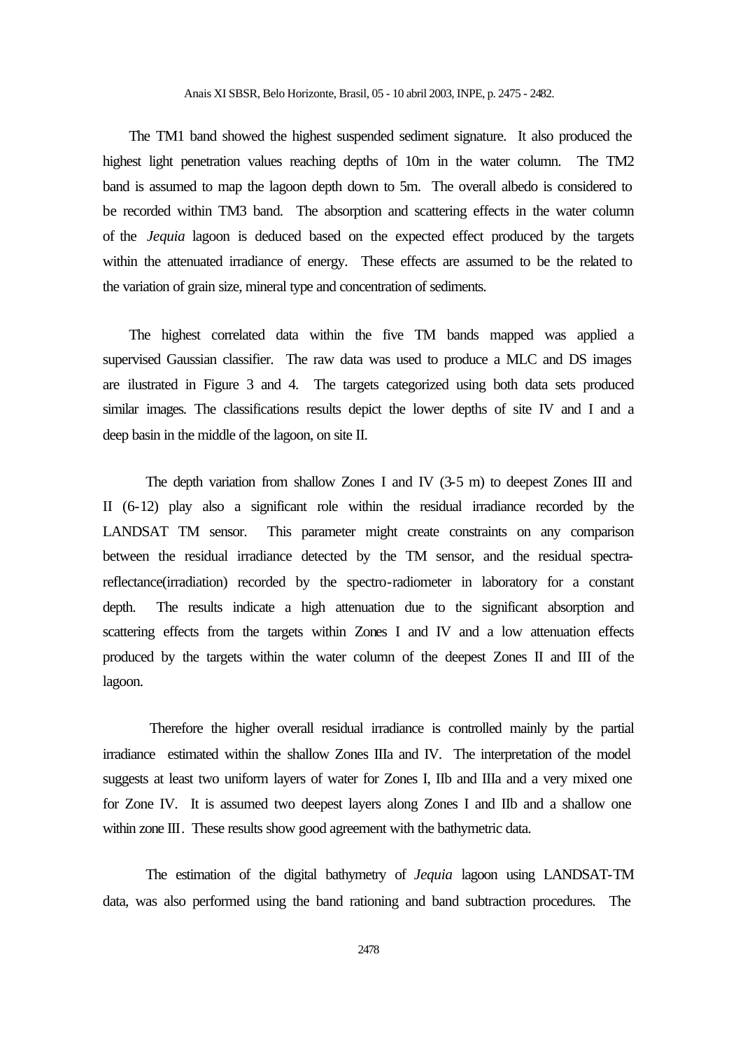The TM1 band showed the highest suspended sediment signature. It also produced the highest light penetration values reaching depths of 10m in the water column. The TM2 band is assumed to map the lagoon depth down to 5m. The overall albedo is considered to be recorded within TM3 band. The absorption and scattering effects in the water column of the *Jequia* lagoon is deduced based on the expected effect produced by the targets within the attenuated irradiance of energy. These effects are assumed to be the related to the variation of grain size, mineral type and concentration of sediments.

The highest correlated data within the five TM bands mapped was applied a supervised Gaussian classifier. The raw data was used to produce a MLC and DS images are ilustrated in Figure 3 and 4. The targets categorized using both data sets produced similar images. The classifications results depict the lower depths of site IV and I and a deep basin in the middle of the lagoon, on site II.

The depth variation from shallow Zones I and IV (3-5 m) to deepest Zones III and II (6-12) play also a significant role within the residual irradiance recorded by the LANDSAT TM sensor. This parameter might create constraints on any comparison between the residual irradiance detected by the TM sensor, and the residual spectra-reflectance(irradiation) recorded by the spectro-radiometer in laboratory for a constant depth. The results indicate a high attenuation due to the significant absorption and scattering effects from the targets within Zones I and IV and a low attenuation effects produced by the targets within the water column of the deepest Zones II and III of the lagoon.

Therefore the higher overall residual irradiance is controlled mainly by the partial irradiance estimated within the shallow Zones IIIa and IV. The interpretation of the model suggests at least two uniform layers of water for Zones I, IIb and IIIa and a very mixed one for Zone IV. It is assumed two deepest layers along Zones I and IIb and a shallow one within zone III. These results show good agreement with the bathymetric data.

The estimation of the digital bathymetry of *Jequia* lagoon using LANDSAT-TM data, was also performed using the band rationing and band subtraction procedures. The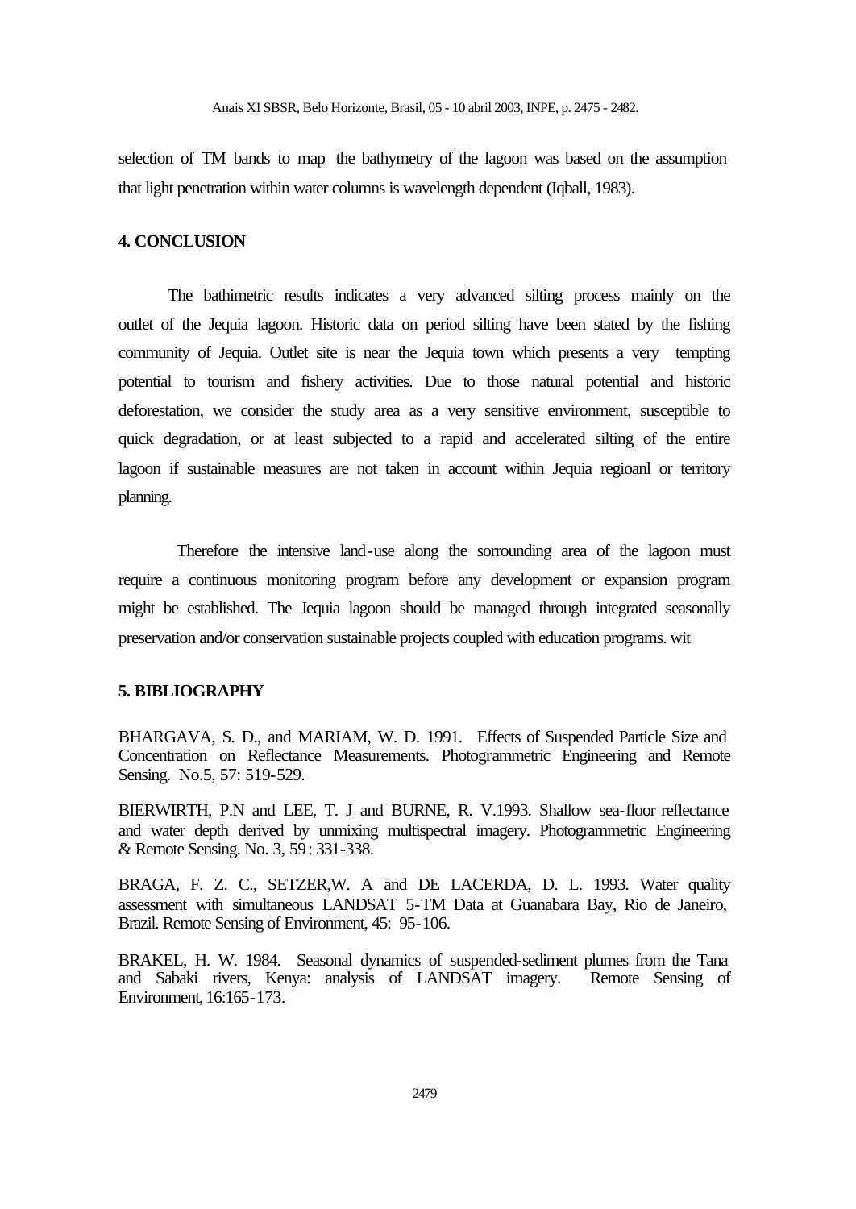selection of TM bands to map the bathymetry of the lagoon was based on the assumption that light penetration within water columns is wavelength dependent (Iqball, 1983).

## 4. CONCLUSION

The bathimetric results indicates a very advanced silting process mainly on the outlet of the Jequia lagoon. Historic data on period silting have been stated by the fishing community of Jequia. Outlet site is near the Jequia town which presents a very tempting potential to tourism and fishery activities. Due to those natural potential and historic deforestation, we consider the study area as a very sensitive environment, susceptible to quick degradation, or at least subjected to a rapid and accelerated silting of the entire lagoon if sustainable measures are not taken in account within Jequia regioanl or territory planning.

Therefore the intensive land-use along the sorrounding area of the lagoon must require a continuous monitoring program before any development or expansion program might be established. The Jequia lagoon should be managed through integrated seasonally preservation and/or conservation sustainable projects coupled with education programs. wit

## 5. BIBLIOGRAPHY

BHARGAVA, S. D., and MARIAM, W. D. 1991. Effects of Suspended Particle Size and Concentration on Reflectance Measurements. Photogrammetric Engineering and Remote Sensing. No.5, 57: 519-529.

BIERWIRTH, P.N and LEE, T. J and BURNE, R. V.1993. Shallow sea-floor reflectance and water depth derived by unmixing multispectral imagery. Photogrammetric Engineering & Remote Sensing. No. 3, 59: 331-338.

BRAGA, F. Z. C., SETZER,W. A and DE LACERDA, D. L. 1993. Water quality assessment with simultaneous LANDSAT 5-TM Data at Guanabara Bay, Rio de Janeiro, Brazil. Remote Sensing of Environment, 45: 95-106.

BRAKEL, H. W. 1984. Seasonal dynamics of suspended-sediment plumes from the Tana and Sabaki rivers, Kenya: analysis of LANDSAT imagery. Remote Sensing of Environment, 16:165-173.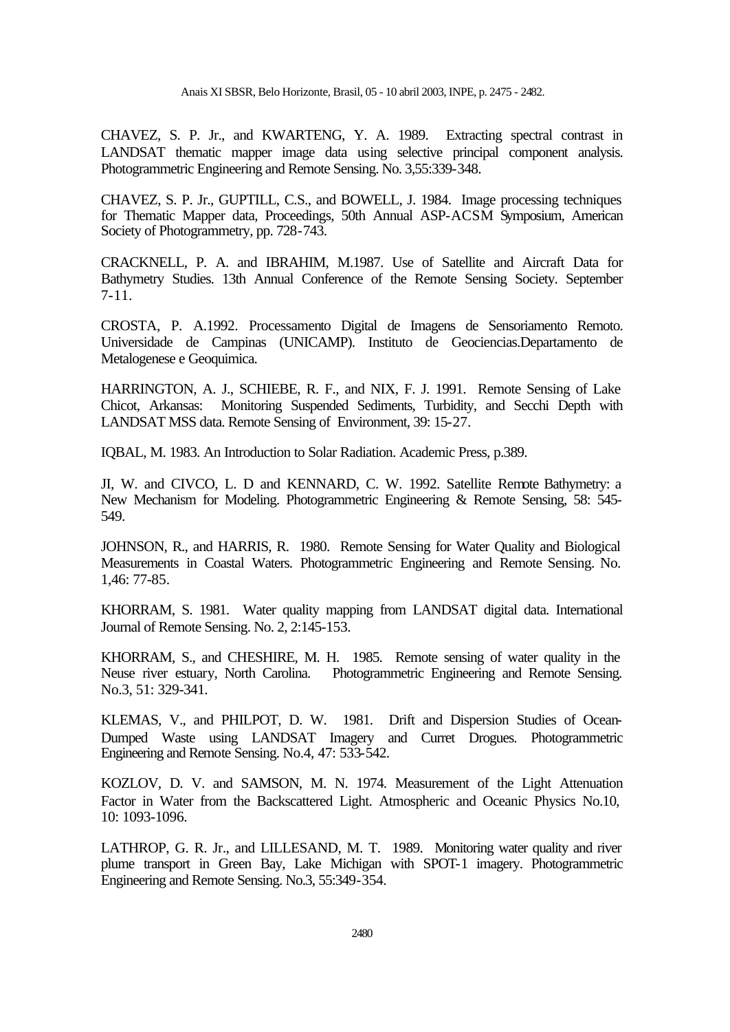CHAVEZ, S. P. Jr., and KWARTENG, Y. A. 1989. Extracting spectral contrast in LANDSAT thematic mapper image data using selective principal component analysis. Photogrammetric Engineering and Remote Sensing. No. 3,55:339-348.

CHAVEZ, S. P. Jr., GUPTILL, C.S., and BOWELL, J. 1984. Image processing techniques for Thematic Mapper data, Proceedings, 50th Annual ASP-ACSM Symposium, American Society of Photogrammetry, pp. 728-743.

CRACKNELL, P. A. and IBRAHIM, M.1987. Use of Satellite and Aircraft Data for Bathymetry Studies. 13th Annual Conference of the Remote Sensing Society. September 7-11.

CROSTA, P. A.1992. Processamento Digital de Imagens de Sensoriamento Remoto. Universidade de Campinas (UNICAMP). Instituto de Geociencias.Departamento de Metalogenese e Geoquimica.

HARRINGTON, A. J., SCHIEBE, R. F., and NIX, F. J. 1991. Remote Sensing of Lake Chicot, Arkansas: Monitoring Suspended Sediments, Turbidity, and Secchi Depth with LANDSAT MSS data. Remote Sensing of Environment, 39: 15-27.

IQBAL, M. 1983. An Introduction to Solar Radiation. Academic Press, p.389.

JI, W. and CIVCO, L. D and KENNARD, C. W. 1992. Satellite Remote Bathymetry: a New Mechanism for Modeling. Photogrammetric Engineering & Remote Sensing, 58: 545-549.

JOHNSON, R., and HARRIS, R. 1980. Remote Sensing for Water Quality and Biological Measurements in Coastal Waters. Photogrammetric Engineering and Remote Sensing. No. 1,46: 77-85.

KHORRAM, S. 1981. Water quality mapping from LANDSAT digital data. International Journal of Remote Sensing. No. 2, 2:145-153.

KHORRAM, S., and CHESHIRE, M. H. 1985. Remote sensing of water quality in the Neuse river estuary, North Carolina. Photogrammetric Engineering and Remote Sensing. No.3, 51: 329-341.

KLEMAS, V., and PHILPOT, D. W. 1981. Drift and Dispersion Studies of Ocean-Dumped Waste using LANDSAT Imagery and Curret Drogues. Photogrammetric Engineering and Remote Sensing. No.4, 47: 533-542.

KOZLOV, D. V. and SAMSON, M. N. 1974. Measurement of the Light Attenuation Factor in Water from the Backscattered Light. Atmospheric and Oceanic Physics No.10, 10: 1093-1096.

LATHROP, G. R. Jr., and LILLESAND, M. T. 1989. Monitoring water quality and river plume transport in Green Bay, Lake Michigan with SPOT-1 imagery. Photogrammetric Engineering and Remote Sensing. No.3, 55:349-354.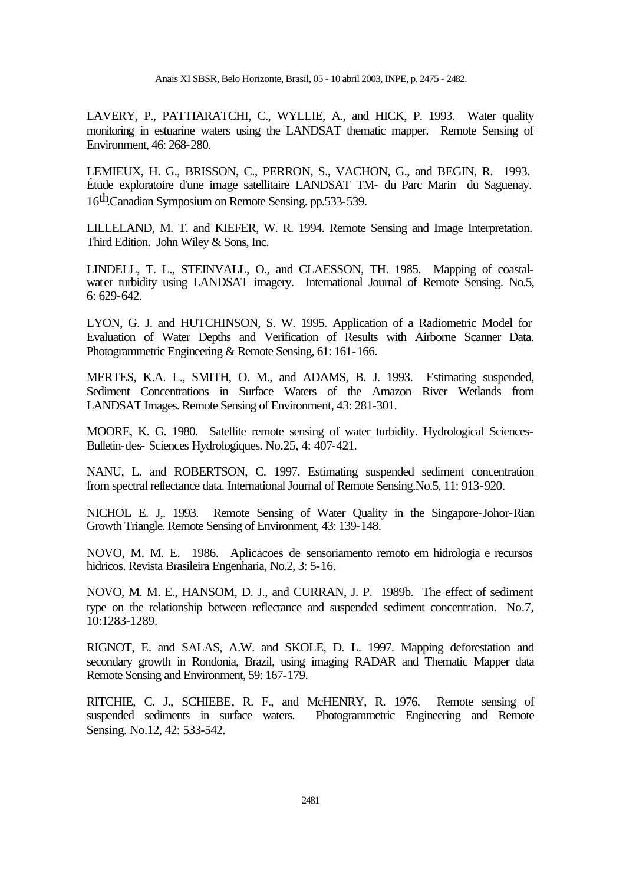LAVERY, P., PATTIARATCHI, C., WYLLIE, A., and HICK, P. 1993. Water quality monitoring in estuarine waters using the LANDSAT thematic mapper. Remote Sensing of Environment, 46: 268-280.

LEMIEUX, H. G., BRISSON, C., PERRON, S., VACHON, G., and BEGIN, R. 1993. Étude exploratoire d'une image satellitaire LANDSAT TM- du Parc Marin du Saguenay. 16th Canadian Symposium on Remote Sensing. pp.533-539.

LILLELAND, M. T. and KIEFER, W. R. 1994. Remote Sensing and Image Interpretation. Third Edition. John Wiley & Sons, Inc.

LINDELL, T. L., STEINVALL, O., and CLAESSON, TH. 1985. Mapping of coastal-water turbidity using LANDSAT imagery. International Journal of Remote Sensing. No.5, 6: 629-642.

LYON, G. J. and HUTCHINSON, S. W. 1995. Application of a Radiometric Model for Evaluation of Water Depths and Verification of Results with Airborne Scanner Data. Photogrammetric Engineering & Remote Sensing, 61: 161-166.

MERTES, K.A. L., SMITH, O. M., and ADAMS, B. J. 1993. Estimating suspended, Sediment Concentrations in Surface Waters of the Amazon River Wetlands from LANDSAT Images. Remote Sensing of Environment, 43: 281-301.

MOORE, K. G. 1980. Satellite remote sensing of water turbidity. Hydrological Sciences-Bulletin-des- Sciences Hydrologiques. No.25, 4: 407-421.

NANU, L. and ROBERTSON, C. 1997. Estimating suspended sediment concentration from spectral reflectance data. International Journal of Remote Sensing.No.5, 11: 913-920.

NICHOL E. J,. 1993. Remote Sensing of Water Quality in the Singapore-Johor-Rian Growth Triangle. Remote Sensing of Environment, 43: 139-148.

NOVO, M. M. E. 1986. Aplicacoes de sensoriamento remoto em hidrologia e recursos hidricos. Revista Brasileira Engenharia, No.2, 3: 5-16.

NOVO, M. M. E., HANSOM, D. J., and CURRAN, J. P. 1989b. The effect of sediment type on the relationship between reflectance and suspended sediment concentration. No.7, 10:1283-1289.

RIGNOT, E. and SALAS, A.W. and SKOLE, D. L. 1997. Mapping deforestation and secondary growth in Rondonia, Brazil, using imaging RADAR and Thematic Mapper data Remote Sensing and Environment, 59: 167-179.

RITCHIE, C. J., SCHIEBE, R. F., and McHENRY, R. 1976. Remote sensing of suspended sediments in surface waters. Photogrammetric Engineering and Remote Sensing. No.12, 42: 533-542.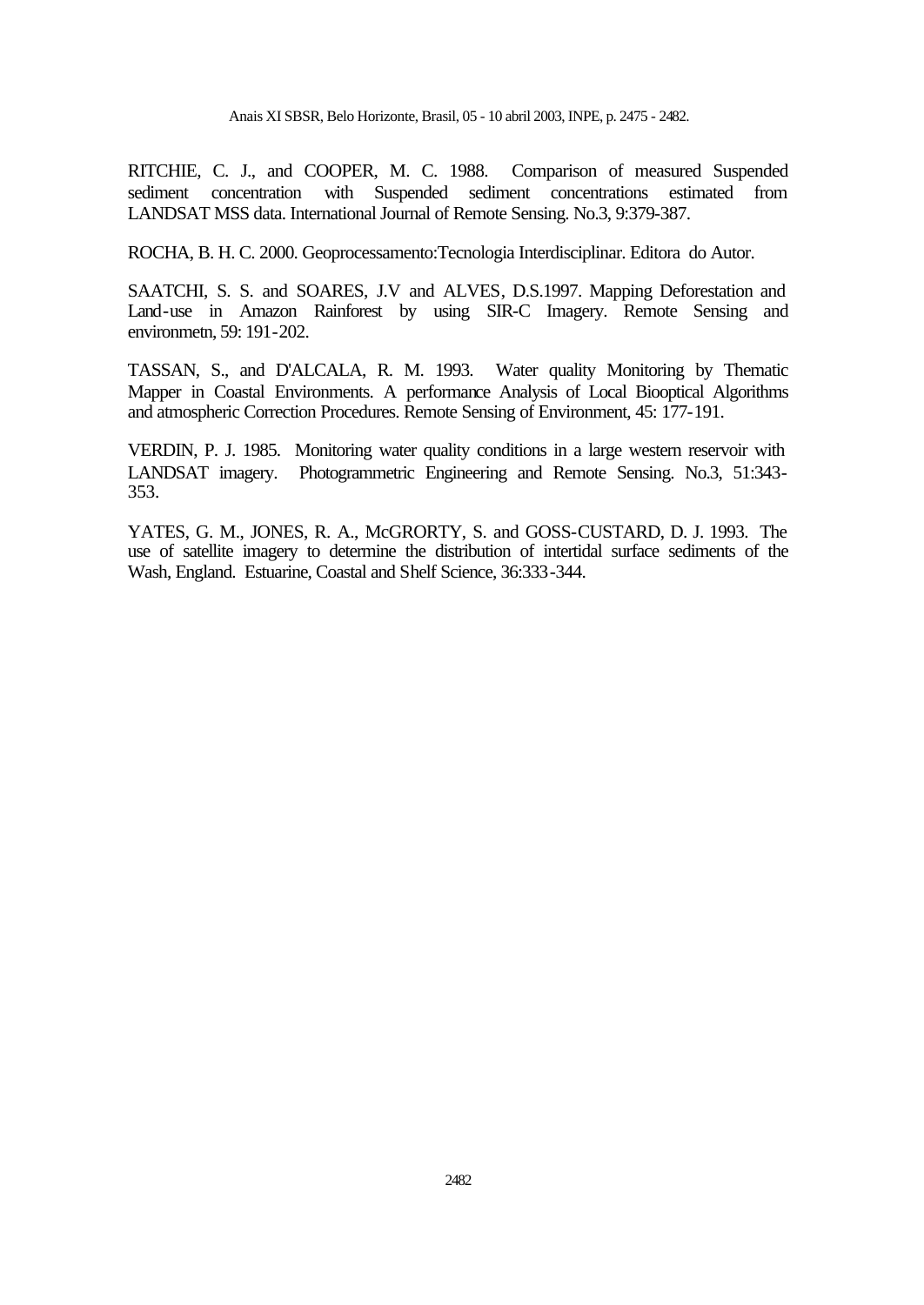RITCHIE, C. J., and COOPER, M. C. 1988. Comparison of measured Suspended sediment concentration with Suspended sediment concentrations estimated from LANDSAT MSS data. International Journal of Remote Sensing. No.3, 9:379-387.

ROCHA, B. H. C. 2000. Geoprocessamento:Tecnologia Interdisciplinar. Editora do Autor.

SAATCHI, S. S. and SOARES, J.V and ALVES, D.S.1997. Mapping Deforestation and Land-use in Amazon Rainforest by using SIR-C Imagery. Remote Sensing and environmetn, 59: 191-202.

TASSAN, S., and D'ALCALA, R. M. 1993. Water quality Monitoring by Thematic Mapper in Coastal Environments. A performance Analysis of Local Biooptical Algorithms and atmospheric Correction Procedures. Remote Sensing of Environment, 45: 177-191.

VERDIN, P. J. 1985. Monitoring water quality conditions in a large western reservoir with LANDSAT imagery. Photogrammetric Engineering and Remote Sensing. No.3, 51:343-353.

YATES, G. M., JONES, R. A., McGRORTY, S. and GOSS-CUSTARD, D. J. 1993. The use of satellite imagery to determine the distribution of intertidal surface sediments of the Wash, England. Estuarine, Coastal and Shelf Science, 36:333-344.